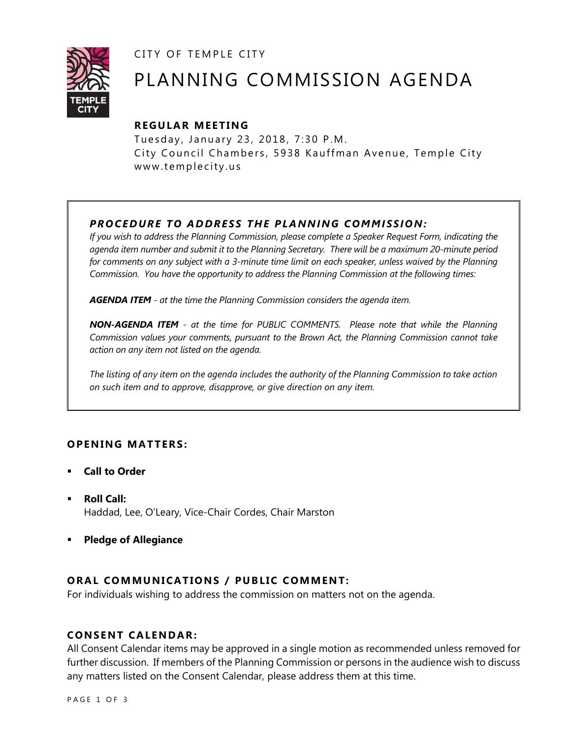CITY OF TEMPLE CITY

# PLANNING COMMISSION AGENDA

## REGULAR MEETING

Tuesday, January 23, 2018, 7:30 P.M.
City Council Chambers, 5938 Kauffman Avenue, Temple City
www.templecity.us

### *PROCEDURE TO ADDRESS THE PLANNING COMMISSION:*

*If you wish to address the Planning Commission, please complete a Speaker Request Form, indicating the agenda item number and submit it to the Planning Secretary. There will be a maximum 20-minute period for comments on any subject with a 3-minute time limit on each speaker, unless waived by the Planning Commission. You have the opportunity to address the Planning Commission at the following times:*

***AGENDA ITEM*** *- at the time the Planning Commission considers the agenda item.*

***NON-AGENDA ITEM*** *- at the time for PUBLIC COMMENTS. Please note that while the Planning Commission values your comments, pursuant to the Brown Act, the Planning Commission cannot take action on any item not listed on the agenda.*

*The listing of any item on the agenda includes the authority of the Planning Commission to take action on such item and to approve, disapprove, or give direction on any item.*

## OPENING MATTERS:

- **Call to Order**
- **Roll Call:**
  Haddad, Lee, O'Leary, Vice-Chair Cordes, Chair Marston
- **Pledge of Allegiance**

## ORAL COMMUNICATIONS / PUBLIC COMMENT:

For individuals wishing to address the commission on matters not on the agenda.

## CONSENT CALENDAR:

All Consent Calendar items may be approved in a single motion as recommended unless removed for further discussion. If members of the Planning Commission or persons in the audience wish to discuss any matters listed on the Consent Calendar, please address them at this time.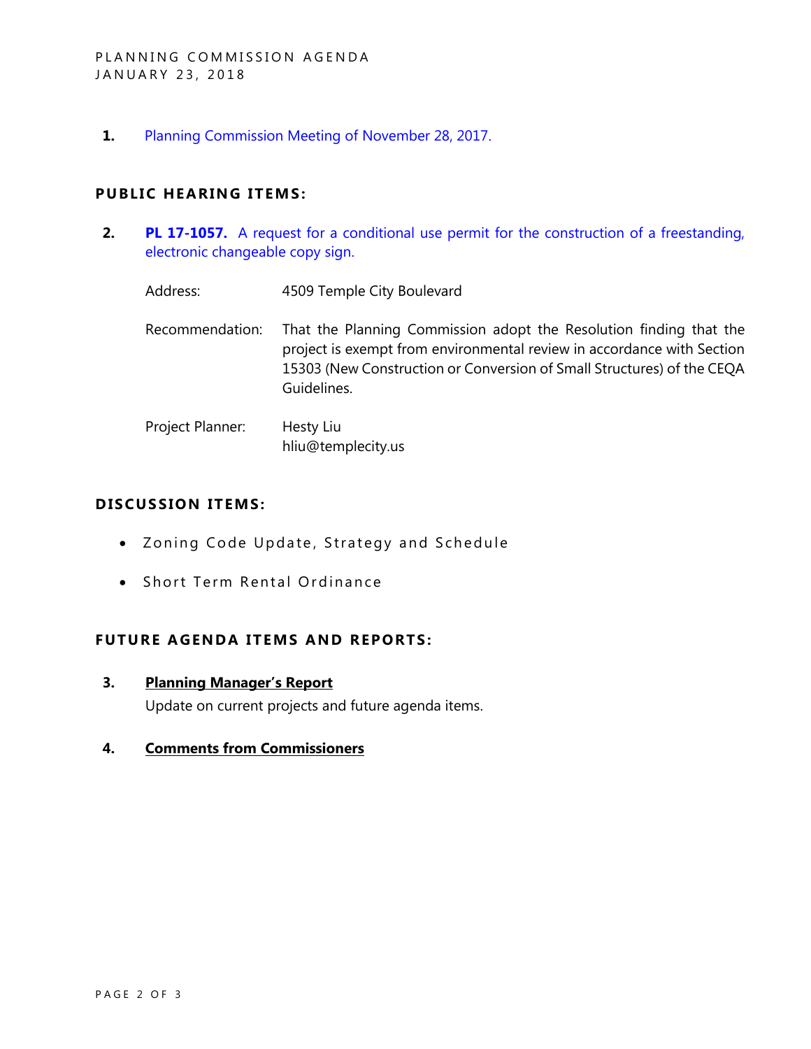1. Planning Commission Meeting of November 28, 2017.

## PUBLIC HEARING ITEMS:

2. **PL 17-1057.** A request for a conditional use permit for the construction of a freestanding, electronic changeable copy sign.

   Address: 4509 Temple City Boulevard

   Recommendation: That the Planning Commission adopt the Resolution finding that the project is exempt from environmental review in accordance with Section 15303 (New Construction or Conversion of Small Structures) of the CEQA Guidelines.

   Project Planner: Hesty Liu
   hliu@templecity.us

## DISCUSSION ITEMS:

- Zoning Code Update, Strategy and Schedule
- Short Term Rental Ordinance

## FUTURE AGENDA ITEMS AND REPORTS:

3. **Planning Manager's Report**
   Update on current projects and future agenda items.

4. **Comments from Commissioners**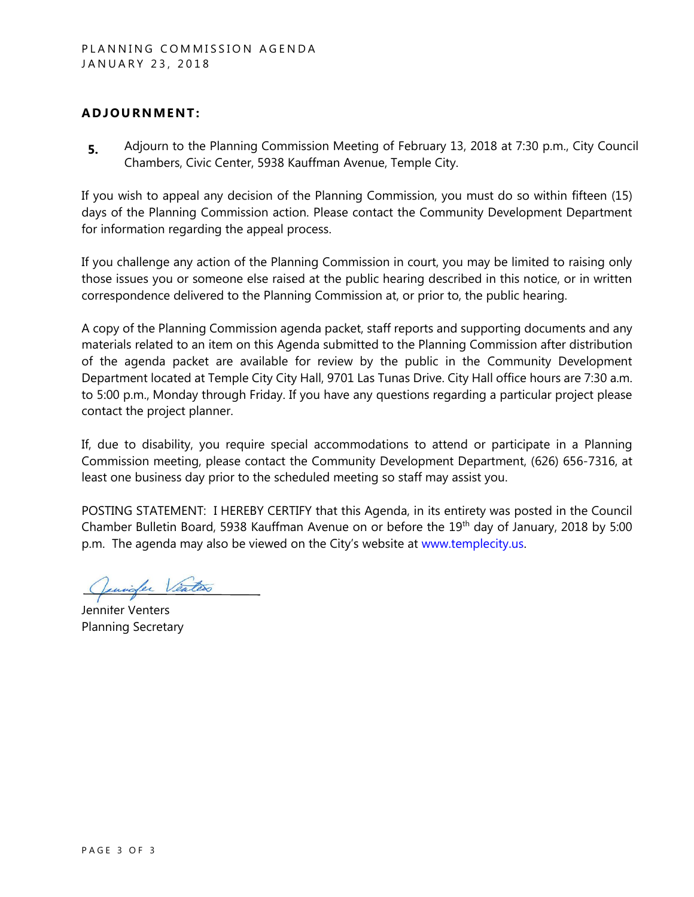## ADJOURNMENT:

5. Adjourn to the Planning Commission Meeting of February 13, 2018 at 7:30 p.m., City Council Chambers, Civic Center, 5938 Kauffman Avenue, Temple City.

If you wish to appeal any decision of the Planning Commission, you must do so within fifteen (15) days of the Planning Commission action. Please contact the Community Development Department for information regarding the appeal process.

If you challenge any action of the Planning Commission in court, you may be limited to raising only those issues you or someone else raised at the public hearing described in this notice, or in written correspondence delivered to the Planning Commission at, or prior to, the public hearing.

A copy of the Planning Commission agenda packet, staff reports and supporting documents and any materials related to an item on this Agenda submitted to the Planning Commission after distribution of the agenda packet are available for review by the public in the Community Development Department located at Temple City City Hall, 9701 Las Tunas Drive. City Hall office hours are 7:30 a.m. to 5:00 p.m., Monday through Friday. If you have any questions regarding a particular project please contact the project planner.

If, due to disability, you require special accommodations to attend or participate in a Planning Commission meeting, please contact the Community Development Department, (626) 656-7316, at least one business day prior to the scheduled meeting so staff may assist you.

POSTING STATEMENT: I HEREBY CERTIFY that this Agenda, in its entirety was posted in the Council Chamber Bulletin Board, 5938 Kauffman Avenue on or before the 19th day of January, 2018 by 5:00 p.m. The agenda may also be viewed on the City's website at www.templecity.us.

Jennifer Venters
Planning Secretary